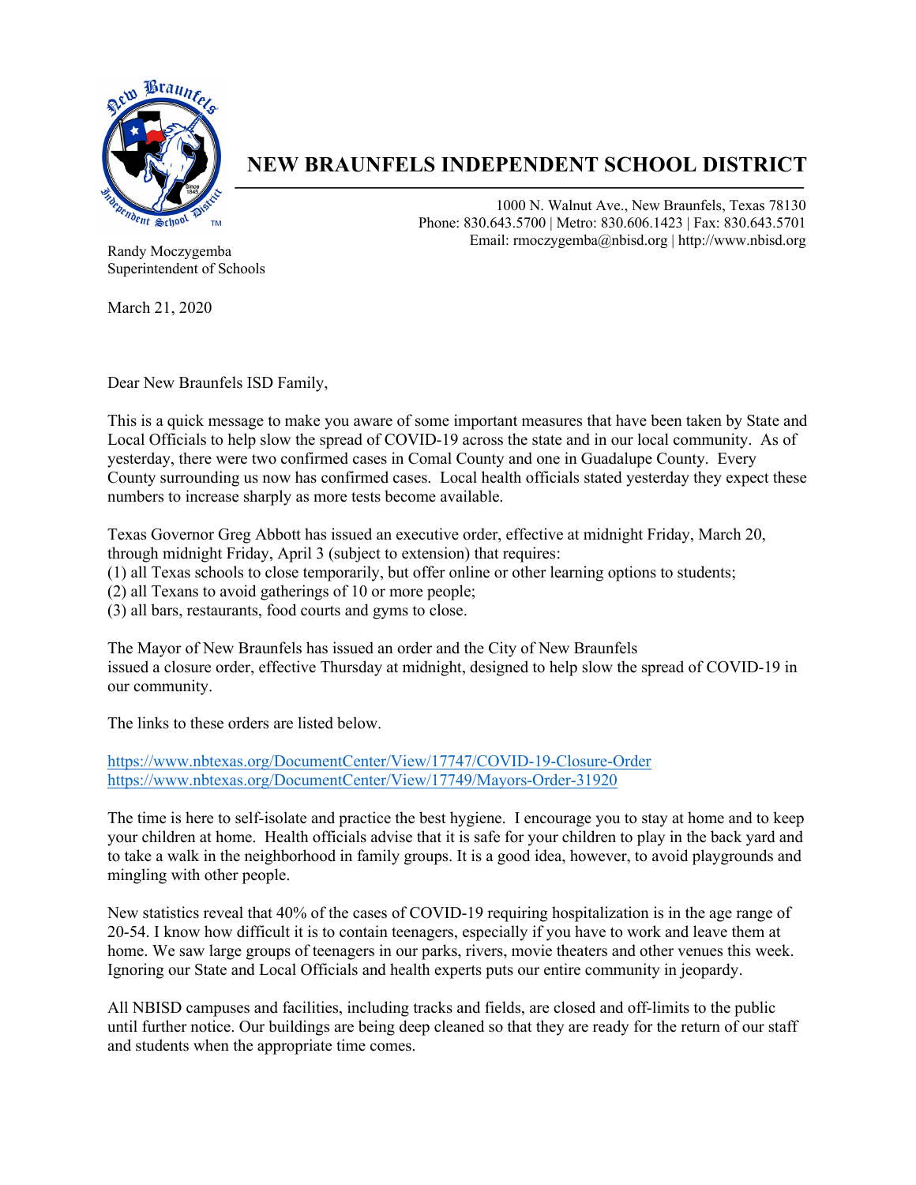# NEW BRAUNFELS INDEPENDENT SCHOOL DISTRICT

1000 N. Walnut Ave., New Braunfels, Texas 78130
Phone: 830.643.5700 | Metro: 830.606.1423 | Fax: 830.643.5701
Email: rmoczygemba@nbisd.org | http://www.nbisd.org

Randy Moczygemba
Superintendent of Schools

March 21, 2020

Dear New Braunfels ISD Family,

This is a quick message to make you aware of some important measures that have been taken by State and Local Officials to help slow the spread of COVID-19 across the state and in our local community. As of yesterday, there were two confirmed cases in Comal County and one in Guadalupe County. Every County surrounding us now has confirmed cases. Local health officials stated yesterday they expect these numbers to increase sharply as more tests become available.

Texas Governor Greg Abbott has issued an executive order, effective at midnight Friday, March 20, through midnight Friday, April 3 (subject to extension) that requires:
(1) all Texas schools to close temporarily, but offer online or other learning options to students;
(2) all Texans to avoid gatherings of 10 or more people;
(3) all bars, restaurants, food courts and gyms to close.

The Mayor of New Braunfels has issued an order and the City of New Braunfels issued a closure order, effective Thursday at midnight, designed to help slow the spread of COVID-19 in our community.

The links to these orders are listed below.

https://www.nbtexas.org/DocumentCenter/View/17747/COVID-19-Closure-Order
https://www.nbtexas.org/DocumentCenter/View/17749/Mayors-Order-31920

The time is here to self-isolate and practice the best hygiene. I encourage you to stay at home and to keep your children at home. Health officials advise that it is safe for your children to play in the back yard and to take a walk in the neighborhood in family groups. It is a good idea, however, to avoid playgrounds and mingling with other people.

New statistics reveal that 40% of the cases of COVID-19 requiring hospitalization is in the age range of 20-54. I know how difficult it is to contain teenagers, especially if you have to work and leave them at home. We saw large groups of teenagers in our parks, rivers, movie theaters and other venues this week. Ignoring our State and Local Officials and health experts puts our entire community in jeopardy.

All NBISD campuses and facilities, including tracks and fields, are closed and off-limits to the public until further notice. Our buildings are being deep cleaned so that they are ready for the return of our staff and students when the appropriate time comes.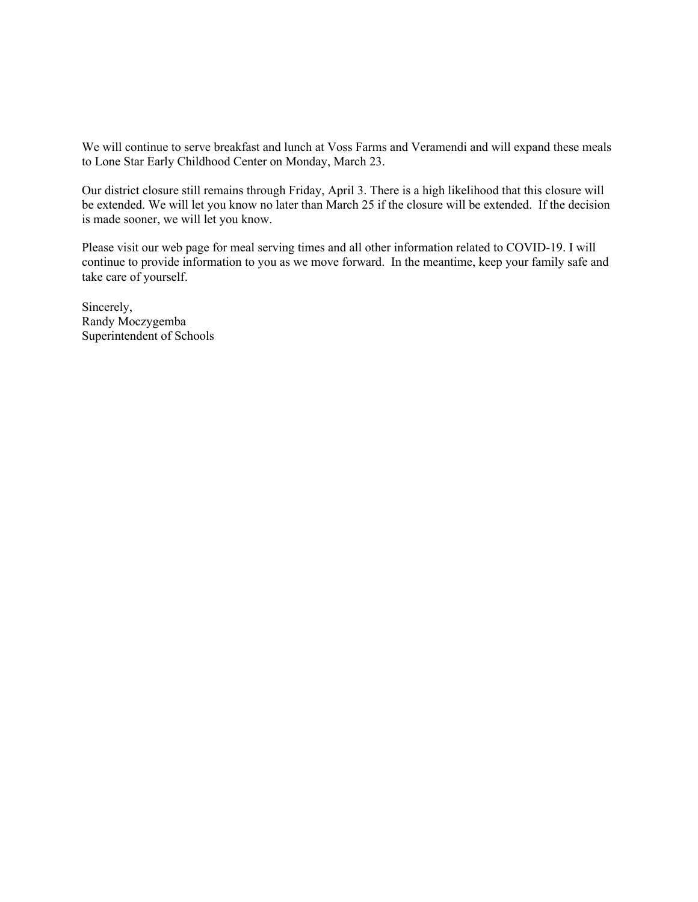We will continue to serve breakfast and lunch at Voss Farms and Veramendi and will expand these meals to Lone Star Early Childhood Center on Monday, March 23.

Our district closure still remains through Friday, April 3. There is a high likelihood that this closure will be extended. We will let you know no later than March 25 if the closure will be extended. If the decision is made sooner, we will let you know.

Please visit our web page for meal serving times and all other information related to COVID-19. I will continue to provide information to you as we move forward. In the meantime, keep your family safe and take care of yourself.

Sincerely,  
Randy Moczygemba  
Superintendent of Schools